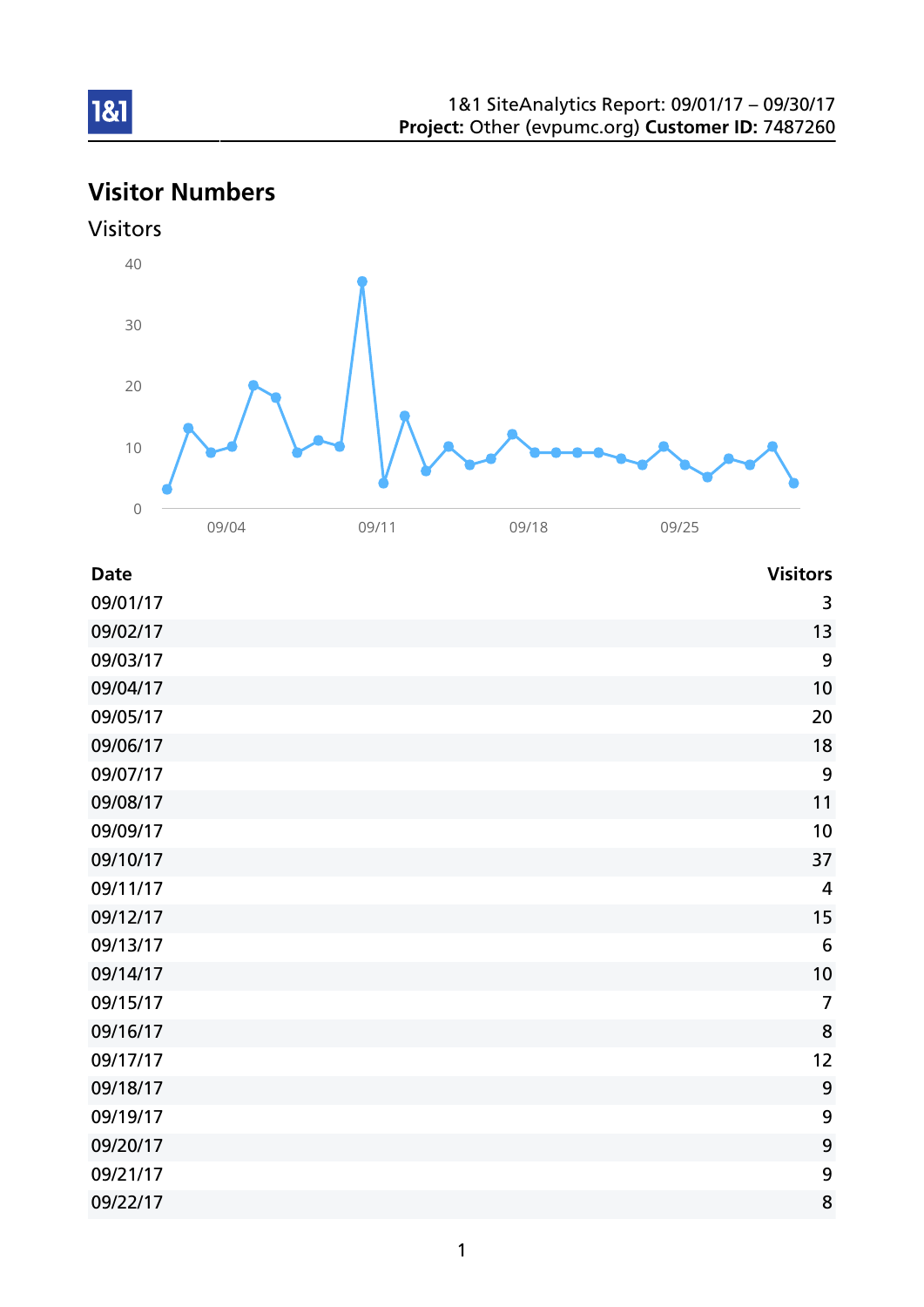1&1 SiteAnalytics Report: 09/01/17 – 09/30/17
**Project:** Other (evpumc.org) **Customer ID:** 7487260

# Visitor Numbers

## Visitors

| Date | Visitors |
| --- | ---: |
| 09/01/17 | 3 |
| 09/02/17 | 13 |
| 09/03/17 | 9 |
| 09/04/17 | 10 |
| 09/05/17 | 20 |
| 09/06/17 | 18 |
| 09/07/17 | 9 |
| 09/08/17 | 11 |
| 09/09/17 | 10 |
| 09/10/17 | 37 |
| 09/11/17 | 4 |
| 09/12/17 | 15 |
| 09/13/17 | 6 |
| 09/14/17 | 10 |
| 09/15/17 | 7 |
| 09/16/17 | 8 |
| 09/17/17 | 12 |
| 09/18/17 | 9 |
| 09/19/17 | 9 |
| 09/20/17 | 9 |
| 09/21/17 | 9 |
| 09/22/17 | 8 |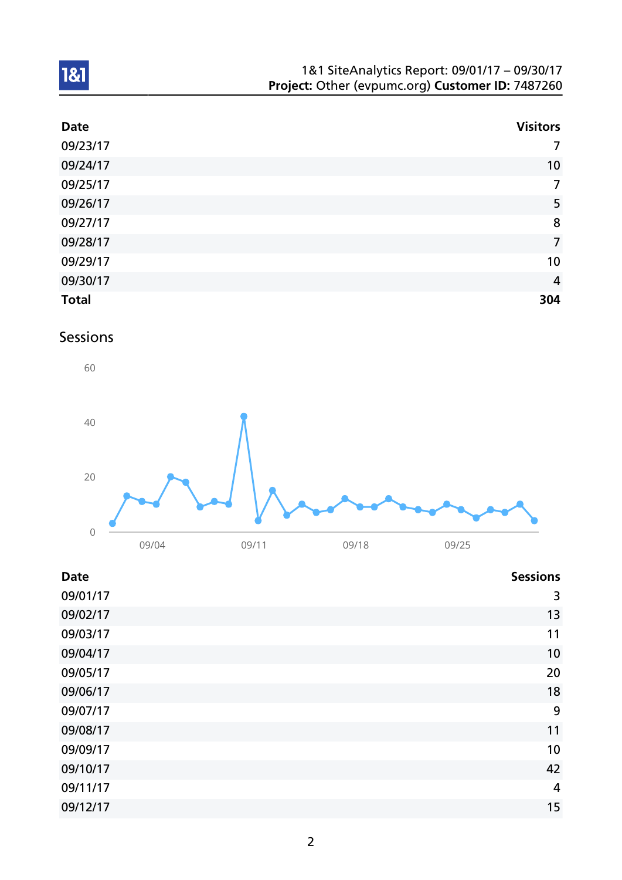| Date | Visitors |
|---|---:|
| 09/23/17 | 7 |
| 09/24/17 | 10 |
| 09/25/17 | 7 |
| 09/26/17 | 5 |
| 09/27/17 | 8 |
| 09/28/17 | 7 |
| 09/29/17 | 10 |
| 09/30/17 | 4 |
| **Total** | **304** |

## Sessions

| Date | Sessions |
|---|---:|
| 09/01/17 | 3 |
| 09/02/17 | 13 |
| 09/03/17 | 11 |
| 09/04/17 | 10 |
| 09/05/17 | 20 |
| 09/06/17 | 18 |
| 09/07/17 | 9 |
| 09/08/17 | 11 |
| 09/09/17 | 10 |
| 09/10/17 | 42 |
| 09/11/17 | 4 |
| 09/12/17 | 15 |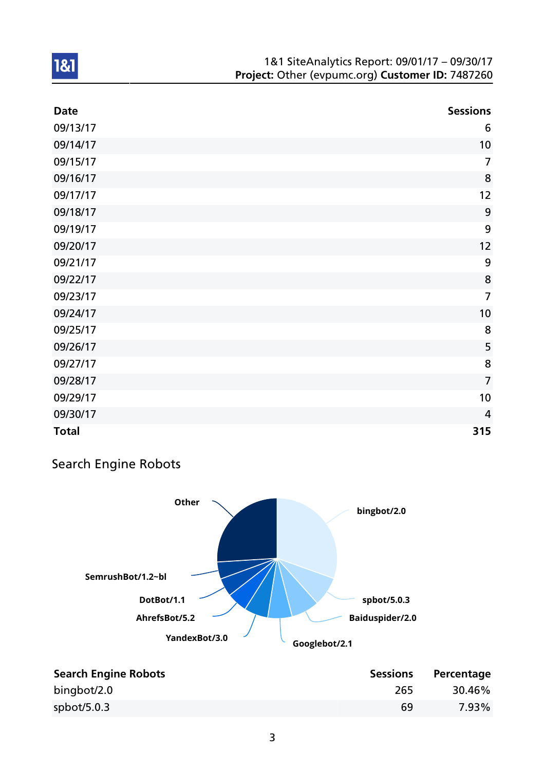| Date | Sessions |
| --- | --- |
| 09/13/17 | 6 |
| 09/14/17 | 10 |
| 09/15/17 | 7 |
| 09/16/17 | 8 |
| 09/17/17 | 12 |
| 09/18/17 | 9 |
| 09/19/17 | 9 |
| 09/20/17 | 12 |
| 09/21/17 | 9 |
| 09/22/17 | 8 |
| 09/23/17 | 7 |
| 09/24/17 | 10 |
| 09/25/17 | 8 |
| 09/26/17 | 5 |
| 09/27/17 | 8 |
| 09/28/17 | 7 |
| 09/29/17 | 10 |
| 09/30/17 | 4 |
| **Total** | **315** |

## Search Engine Robots

Other, bingbot/2.0, SemrushBot/1.2~bl, spbot/5.0.3, DotBot/1.1, AhrefsBot/5.2, Baiduspider/2.0, YandexBot/3.0, Googlebot/2.1

| Search Engine Robots | Sessions | Percentage |
| --- | --- | --- |
| bingbot/2.0 | 265 | 30.46% |
| spbot/5.0.3 | 69 | 7.93% |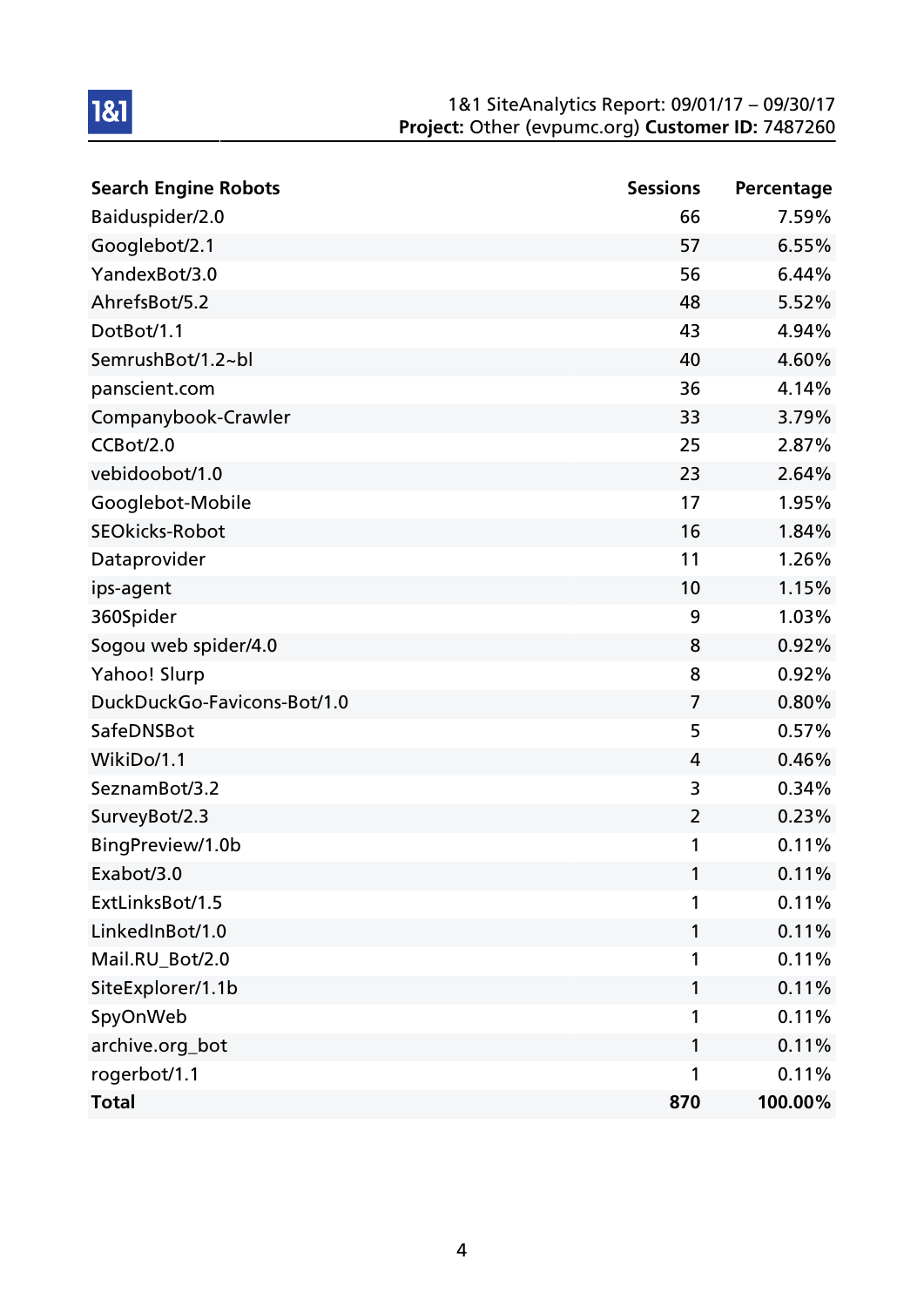| Search Engine Robots | Sessions | Percentage |
|---|---|---|
| Baiduspider/2.0 | 66 | 7.59% |
| Googlebot/2.1 | 57 | 6.55% |
| YandexBot/3.0 | 56 | 6.44% |
| AhrefsBot/5.2 | 48 | 5.52% |
| DotBot/1.1 | 43 | 4.94% |
| SemrushBot/1.2~bl | 40 | 4.60% |
| panscient.com | 36 | 4.14% |
| Companybook-Crawler | 33 | 3.79% |
| CCBot/2.0 | 25 | 2.87% |
| vebidoobot/1.0 | 23 | 2.64% |
| Googlebot-Mobile | 17 | 1.95% |
| SEOkicks-Robot | 16 | 1.84% |
| Dataprovider | 11 | 1.26% |
| ips-agent | 10 | 1.15% |
| 360Spider | 9 | 1.03% |
| Sogou web spider/4.0 | 8 | 0.92% |
| Yahoo! Slurp | 8 | 0.92% |
| DuckDuckGo-Favicons-Bot/1.0 | 7 | 0.80% |
| SafeDNSBot | 5 | 0.57% |
| WikiDo/1.1 | 4 | 0.46% |
| SeznamBot/3.2 | 3 | 0.34% |
| SurveyBot/2.3 | 2 | 0.23% |
| BingPreview/1.0b | 1 | 0.11% |
| Exabot/3.0 | 1 | 0.11% |
| ExtLinksBot/1.5 | 1 | 0.11% |
| LinkedInBot/1.0 | 1 | 0.11% |
| Mail.RU_Bot/2.0 | 1 | 0.11% |
| SiteExplorer/1.1b | 1 | 0.11% |
| SpyOnWeb | 1 | 0.11% |
| archive.org_bot | 1 | 0.11% |
| rogerbot/1.1 | 1 | 0.11% |
| **Total** | **870** | **100.00%** |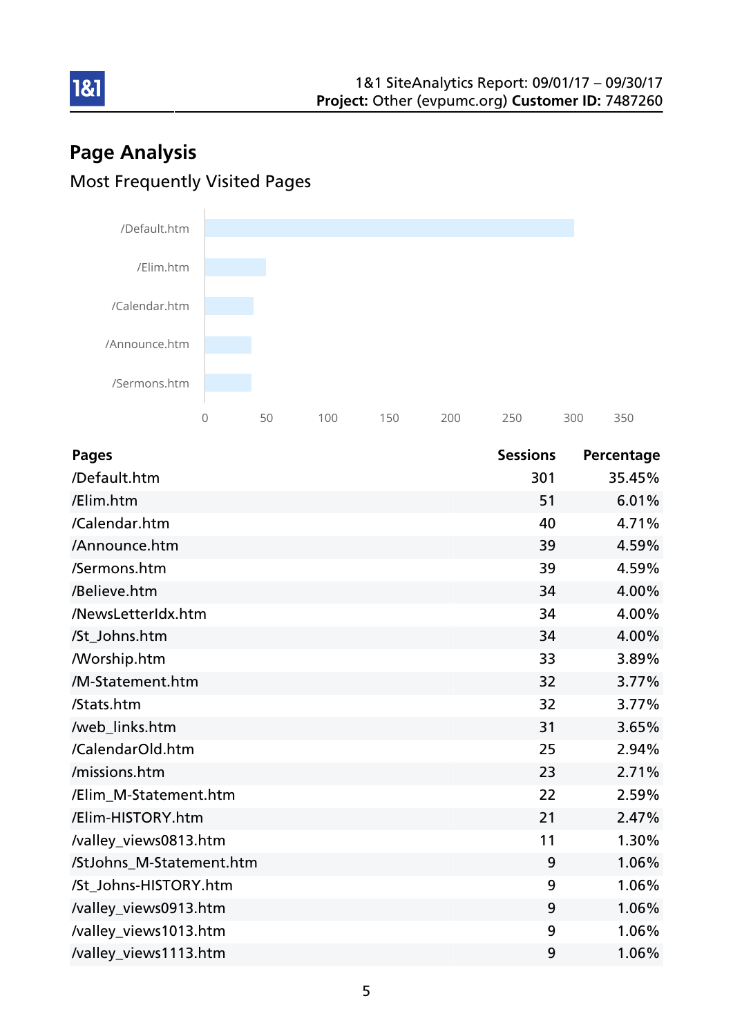## Page Analysis

### Most Frequently Visited Pages

| Pages | Sessions | Percentage |
|---|---|---|
| /Default.htm | 301 | 35.45% |
| /Elim.htm | 51 | 6.01% |
| /Calendar.htm | 40 | 4.71% |
| /Announce.htm | 39 | 4.59% |
| /Sermons.htm | 39 | 4.59% |
| /Believe.htm | 34 | 4.00% |
| /NewsLetterIdx.htm | 34 | 4.00% |
| /St_Johns.htm | 34 | 4.00% |
| /Worship.htm | 33 | 3.89% |
| /M-Statement.htm | 32 | 3.77% |
| /Stats.htm | 32 | 3.77% |
| /web_links.htm | 31 | 3.65% |
| /CalendarOld.htm | 25 | 2.94% |
| /missions.htm | 23 | 2.71% |
| /Elim_M-Statement.htm | 22 | 2.59% |
| /Elim-HISTORY.htm | 21 | 2.47% |
| /valley_views0813.htm | 11 | 1.30% |
| /StJohns_M-Statement.htm | 9 | 1.06% |
| /St_Johns-HISTORY.htm | 9 | 1.06% |
| /valley_views0913.htm | 9 | 1.06% |
| /valley_views1013.htm | 9 | 1.06% |
| /valley_views1113.htm | 9 | 1.06% |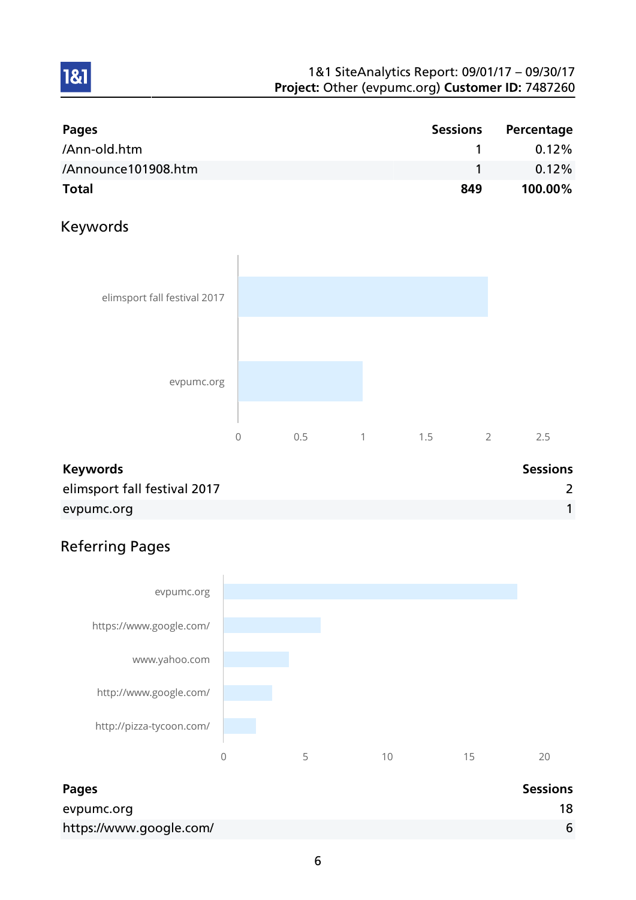| Pages | Sessions | Percentage |
| --- | --- | --- |
| /Ann-old.htm | 1 | 0.12% |
| /Announce101908.htm | 1 | 0.12% |
| **Total** | **849** | **100.00%** |

## Keywords

| Keywords | Sessions |
| --- | --- |
| elimsport fall festival 2017 | 2 |
| evpumc.org | 1 |

## Referring Pages

| Pages | Sessions |
| --- | --- |
| evpumc.org | 18 |
| https://www.google.com/ | 6 |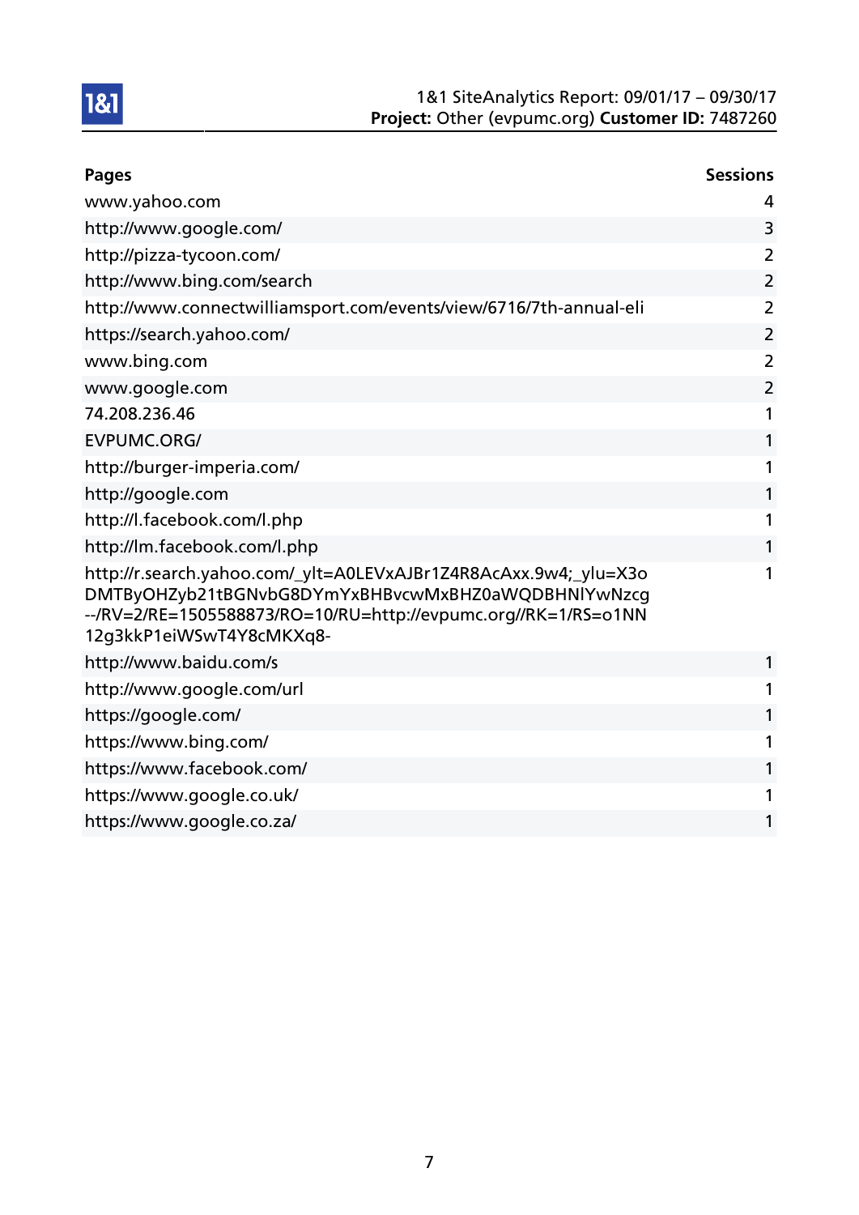| Pages | Sessions |
| --- | --- |
| www.yahoo.com | 4 |
| http://www.google.com/ | 3 |
| http://pizza-tycoon.com/ | 2 |
| http://www.bing.com/search | 2 |
| http://www.connectwilliamsport.com/events/view/6716/7th-annual-eli | 2 |
| https://search.yahoo.com/ | 2 |
| www.bing.com | 2 |
| www.google.com | 2 |
| 74.208.236.46 | 1 |
| EVPUMC.ORG/ | 1 |
| http://burger-imperia.com/ | 1 |
| http://google.com | 1 |
| http://l.facebook.com/l.php | 1 |
| http://lm.facebook.com/l.php | 1 |
| http://r.search.yahoo.com/_ylt=A0LEVxAJBr1Z4R8AcAxx.9w4;_ylu=X3oDMTByOHZyb21tBGNvbG8DYmYxBHBvcwMxBHZ0aWQDBHNlYwNzcg--/RV=2/RE=1505588873/RO=10/RU=http://evpumc.org//RK=1/RS=o1NN12g3kkP1eiWSwT4Y8cMKXq8- | 1 |
| http://www.baidu.com/s | 1 |
| http://www.google.com/url | 1 |
| https://google.com/ | 1 |
| https://www.bing.com/ | 1 |
| https://www.facebook.com/ | 1 |
| https://www.google.co.uk/ | 1 |
| https://www.google.co.za/ | 1 |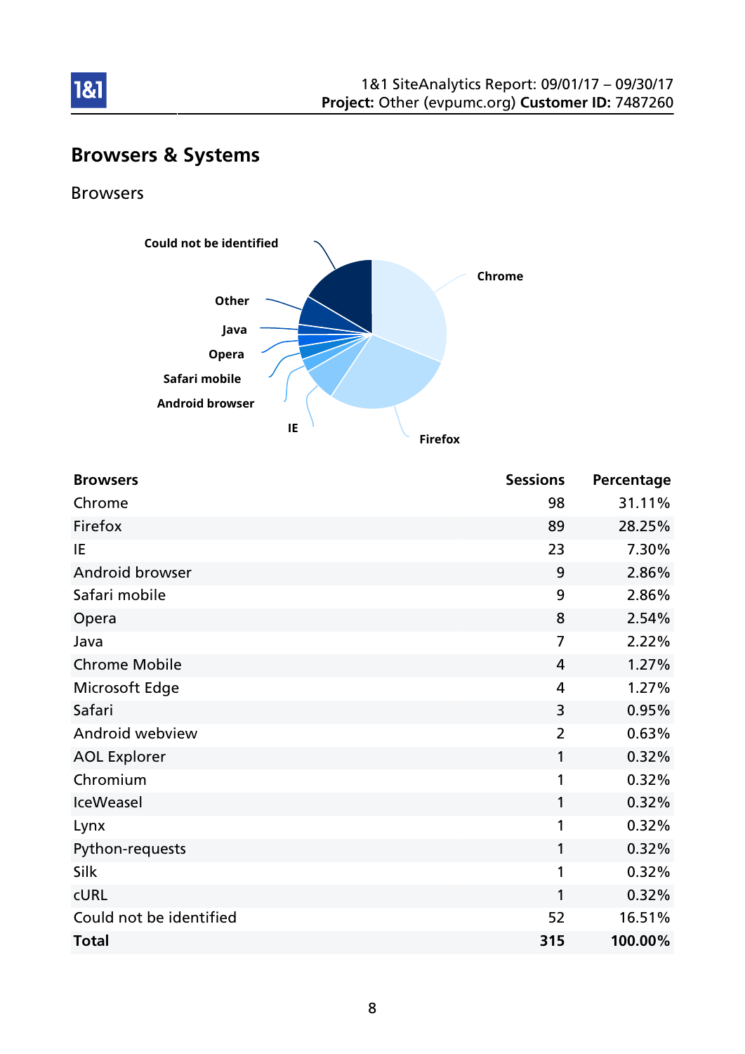# Browsers & Systems

## Browsers

| Browsers | Sessions | Percentage |
|---|---|---|
| Chrome | 98 | 31.11% |
| Firefox | 89 | 28.25% |
| IE | 23 | 7.30% |
| Android browser | 9 | 2.86% |
| Safari mobile | 9 | 2.86% |
| Opera | 8 | 2.54% |
| Java | 7 | 2.22% |
| Chrome Mobile | 4 | 1.27% |
| Microsoft Edge | 4 | 1.27% |
| Safari | 3 | 0.95% |
| Android webview | 2 | 0.63% |
| AOL Explorer | 1 | 0.32% |
| Chromium | 1 | 0.32% |
| IceWeasel | 1 | 0.32% |
| Lynx | 1 | 0.32% |
| Python-requests | 1 | 0.32% |
| Silk | 1 | 0.32% |
| cURL | 1 | 0.32% |
| Could not be identified | 52 | 16.51% |
| **Total** | **315** | **100.00%** |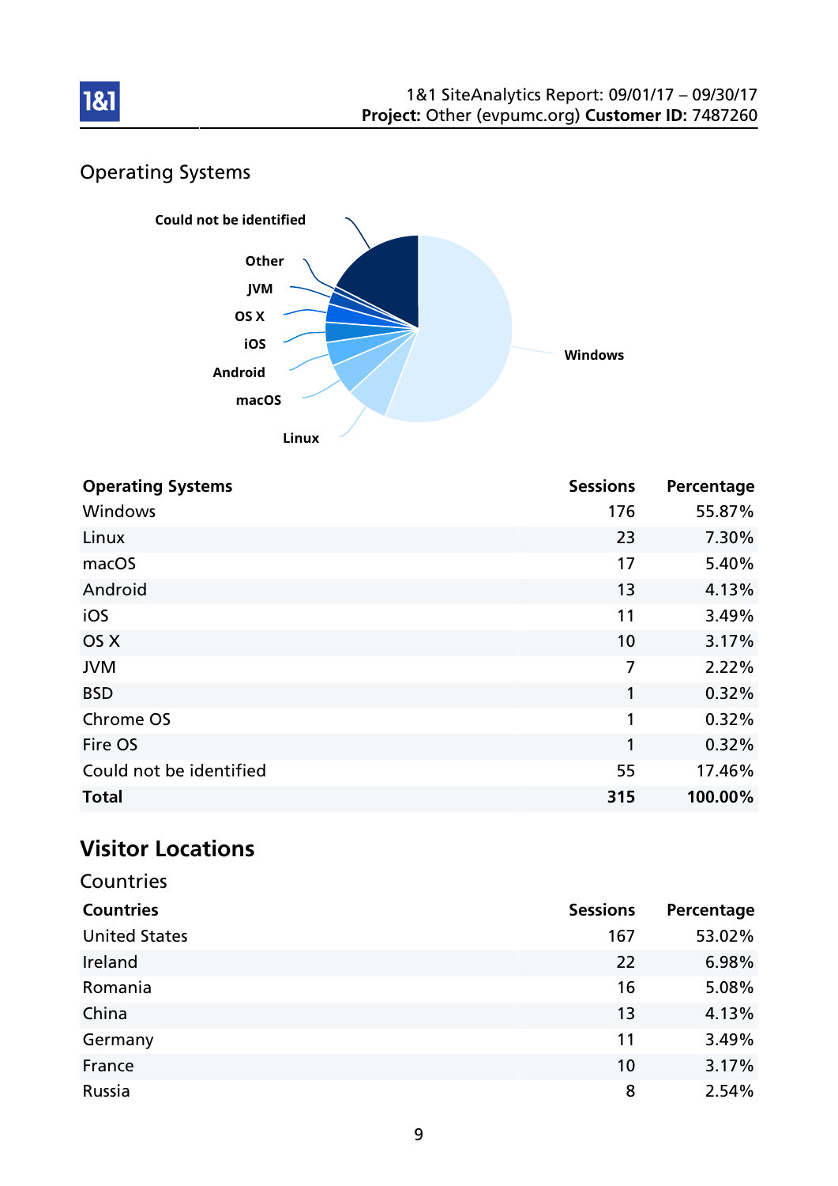## Operating Systems

| Operating Systems | Sessions | Percentage |
|---|---|---|
| Windows | 176 | 55.87% |
| Linux | 23 | 7.30% |
| macOS | 17 | 5.40% |
| Android | 13 | 4.13% |
| iOS | 11 | 3.49% |
| OS X | 10 | 3.17% |
| JVM | 7 | 2.22% |
| BSD | 1 | 0.32% |
| Chrome OS | 1 | 0.32% |
| Fire OS | 1 | 0.32% |
| Could not be identified | 55 | 17.46% |
| **Total** | **315** | **100.00%** |

# Visitor Locations

## Countries

| Countries | Sessions | Percentage |
|---|---|---|
| United States | 167 | 53.02% |
| Ireland | 22 | 6.98% |
| Romania | 16 | 5.08% |
| China | 13 | 4.13% |
| Germany | 11 | 3.49% |
| France | 10 | 3.17% |
| Russia | 8 | 2.54% |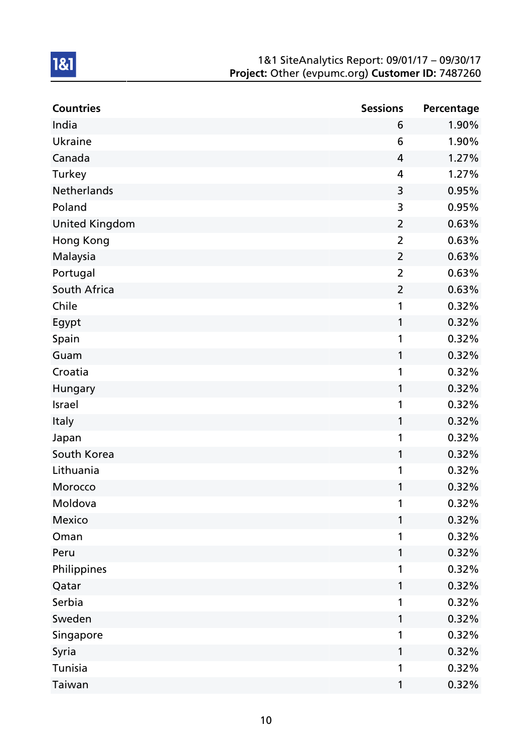| Countries | Sessions | Percentage |
|---|---|---|
| India | 6 | 1.90% |
| Ukraine | 6 | 1.90% |
| Canada | 4 | 1.27% |
| Turkey | 4 | 1.27% |
| Netherlands | 3 | 0.95% |
| Poland | 3 | 0.95% |
| United Kingdom | 2 | 0.63% |
| Hong Kong | 2 | 0.63% |
| Malaysia | 2 | 0.63% |
| Portugal | 2 | 0.63% |
| South Africa | 2 | 0.63% |
| Chile | 1 | 0.32% |
| Egypt | 1 | 0.32% |
| Spain | 1 | 0.32% |
| Guam | 1 | 0.32% |
| Croatia | 1 | 0.32% |
| Hungary | 1 | 0.32% |
| Israel | 1 | 0.32% |
| Italy | 1 | 0.32% |
| Japan | 1 | 0.32% |
| South Korea | 1 | 0.32% |
| Lithuania | 1 | 0.32% |
| Morocco | 1 | 0.32% |
| Moldova | 1 | 0.32% |
| Mexico | 1 | 0.32% |
| Oman | 1 | 0.32% |
| Peru | 1 | 0.32% |
| Philippines | 1 | 0.32% |
| Qatar | 1 | 0.32% |
| Serbia | 1 | 0.32% |
| Sweden | 1 | 0.32% |
| Singapore | 1 | 0.32% |
| Syria | 1 | 0.32% |
| Tunisia | 1 | 0.32% |
| Taiwan | 1 | 0.32% |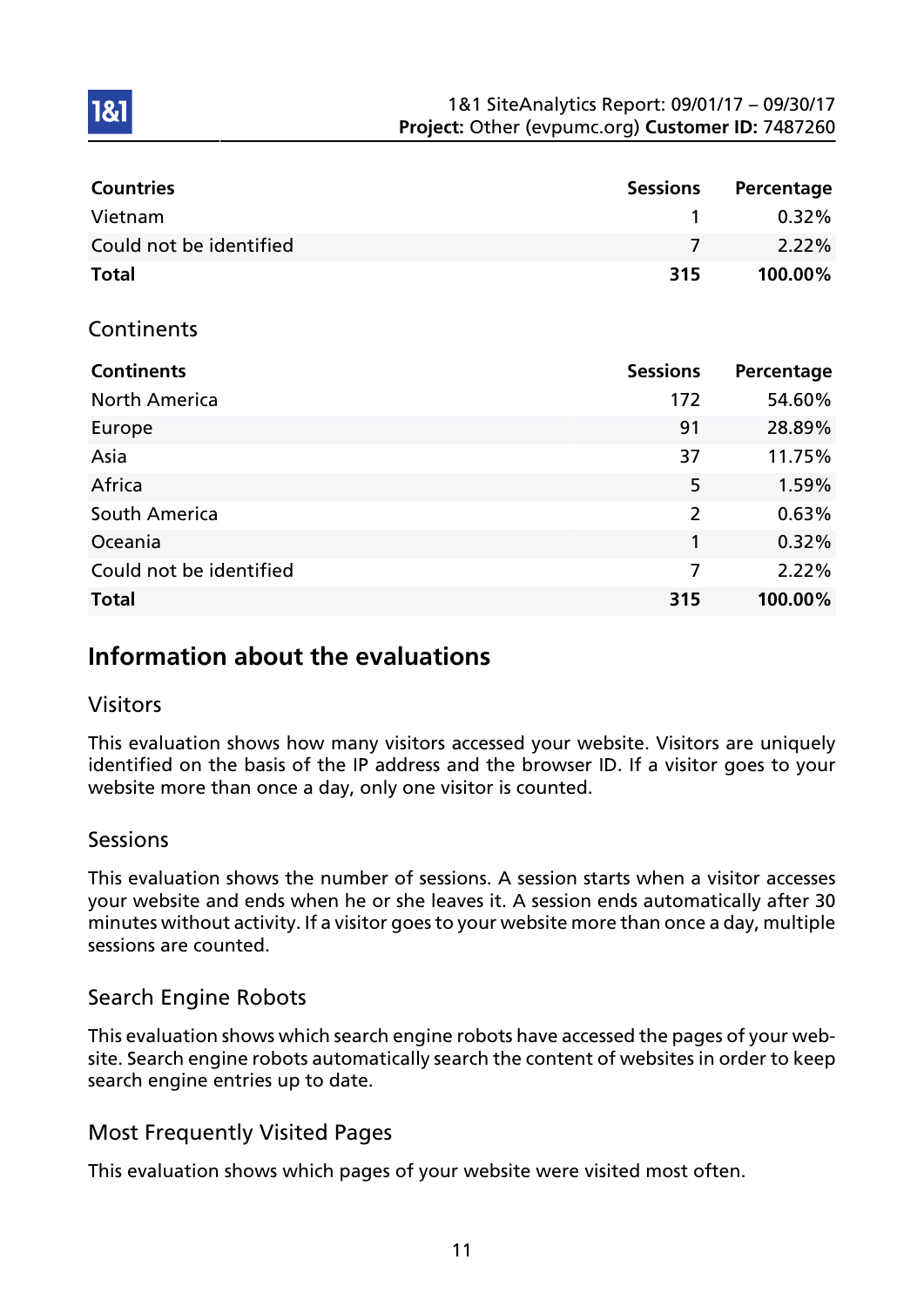| Countries | Sessions | Percentage |
|---|---|---|
| Vietnam | 1 | 0.32% |
| Could not be identified | 7 | 2.22% |
| **Total** | **315** | **100.00%** |

### Continents

| Continents | Sessions | Percentage |
|---|---|---|
| North America | 172 | 54.60% |
| Europe | 91 | 28.89% |
| Asia | 37 | 11.75% |
| Africa | 5 | 1.59% |
| South America | 2 | 0.63% |
| Oceania | 1 | 0.32% |
| Could not be identified | 7 | 2.22% |
| **Total** | **315** | **100.00%** |

## Information about the evaluations

### Visitors

This evaluation shows how many visitors accessed your website. Visitors are uniquely identified on the basis of the IP address and the browser ID. If a visitor goes to your website more than once a day, only one visitor is counted.

### Sessions

This evaluation shows the number of sessions. A session starts when a visitor accesses your website and ends when he or she leaves it. A session ends automatically after 30 minutes without activity. If a visitor goes to your website more than once a day, multiple sessions are counted.

### Search Engine Robots

This evaluation shows which search engine robots have accessed the pages of your website. Search engine robots automatically search the content of websites in order to keep search engine entries up to date.

### Most Frequently Visited Pages

This evaluation shows which pages of your website were visited most often.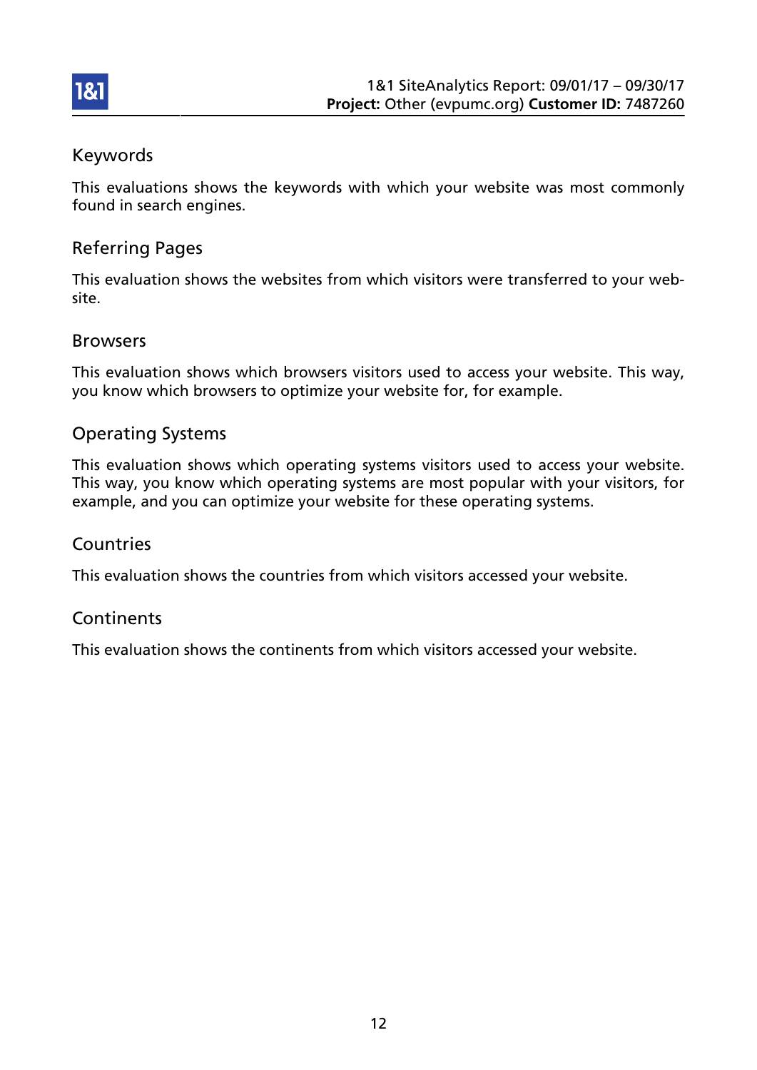## Keywords

This evaluations shows the keywords with which your website was most commonly found in search engines.

## Referring Pages

This evaluation shows the websites from which visitors were transferred to your website.

## Browsers

This evaluation shows which browsers visitors used to access your website. This way, you know which browsers to optimize your website for, for example.

## Operating Systems

This evaluation shows which operating systems visitors used to access your website. This way, you know which operating systems are most popular with your visitors, for example, and you can optimize your website for these operating systems.

## Countries

This evaluation shows the countries from which visitors accessed your website.

## Continents

This evaluation shows the continents from which visitors accessed your website.